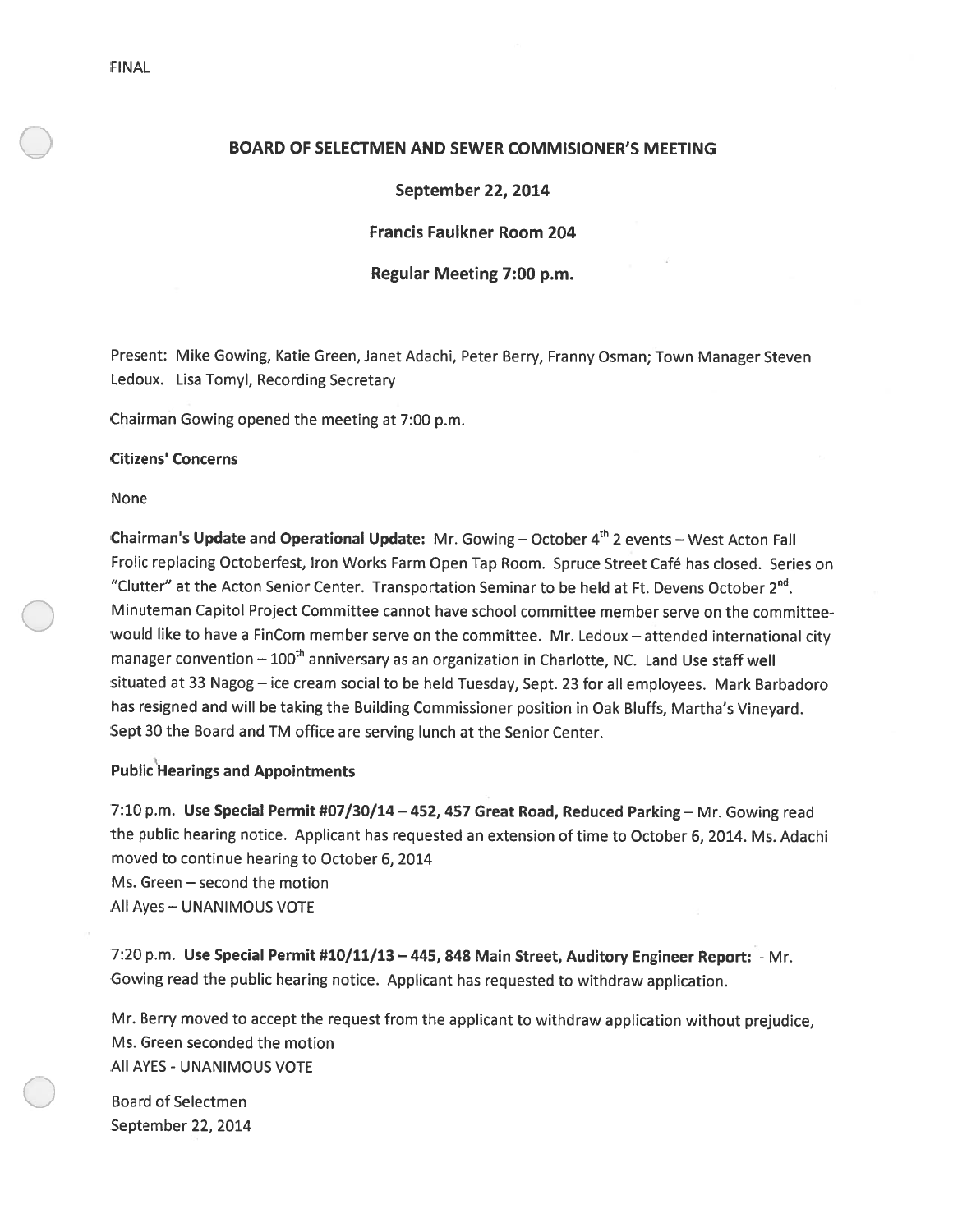FINAL

# BOARD OF SELECTMEN AND SEWER COMMISIONER'S MEETING

**September 22, 2014**

**Francis Faulkner Room 204**

**Regular Meeting 7:00 p.m.**

Present: Mike Gowing, Katie Green, Janet Adachi, Peter Berry, Franny Osman; Town Manager Steven Ledoux. Lisa Tomyl, Recording Secretary

Chairman Gowing opened the meeting at 7:00 p.m.

**Citizens' Concerns**

None

**Chairman's Update and Operational Update:** Mr. Gowing – October 4th 2 events – West Acton Fall Frolic replacing Octoberfest, Iron Works Farm Open Tap Room. Spruce Street Café has closed. Series on "Clutter" at the Acton Senior Center. Transportation Seminar to be held at Ft. Devens October 2nd. Minuteman Capitol Project Committee cannot have school committee member serve on the committee-would like to have a FinCom member serve on the committee. Mr. Ledoux – attended international city manager convention – 100th anniversary as an organization in Charlotte, NC. Land Use staff well situated at 33 Nagog – ice cream social to be held Tuesday, Sept. 23 for all employees. Mark Barbadoro has resigned and will be taking the Building Commissioner position in Oak Bluffs, Martha's Vineyard. Sept 30 the Board and TM office are serving lunch at the Senior Center.

**Public Hearings and Appointments**

7:10 p.m. **Use Special Permit #07/30/14 – 452, 457 Great Road, Reduced Parking** – Mr. Gowing read the public hearing notice. Applicant has requested an extension of time to October 6, 2014. Ms. Adachi moved to continue hearing to October 6, 2014
Ms. Green – second the motion
All Ayes – UNANIMOUS VOTE

7:20 p.m. **Use Special Permit #10/11/13 – 445, 848 Main Street, Auditory Engineer Report:** - Mr. Gowing read the public hearing notice. Applicant has requested to withdraw application.

Mr. Berry moved to accept the request from the applicant to withdraw application without prejudice, Ms. Green seconded the motion
All AYES - UNANIMOUS VOTE

Board of Selectmen
September 22, 2014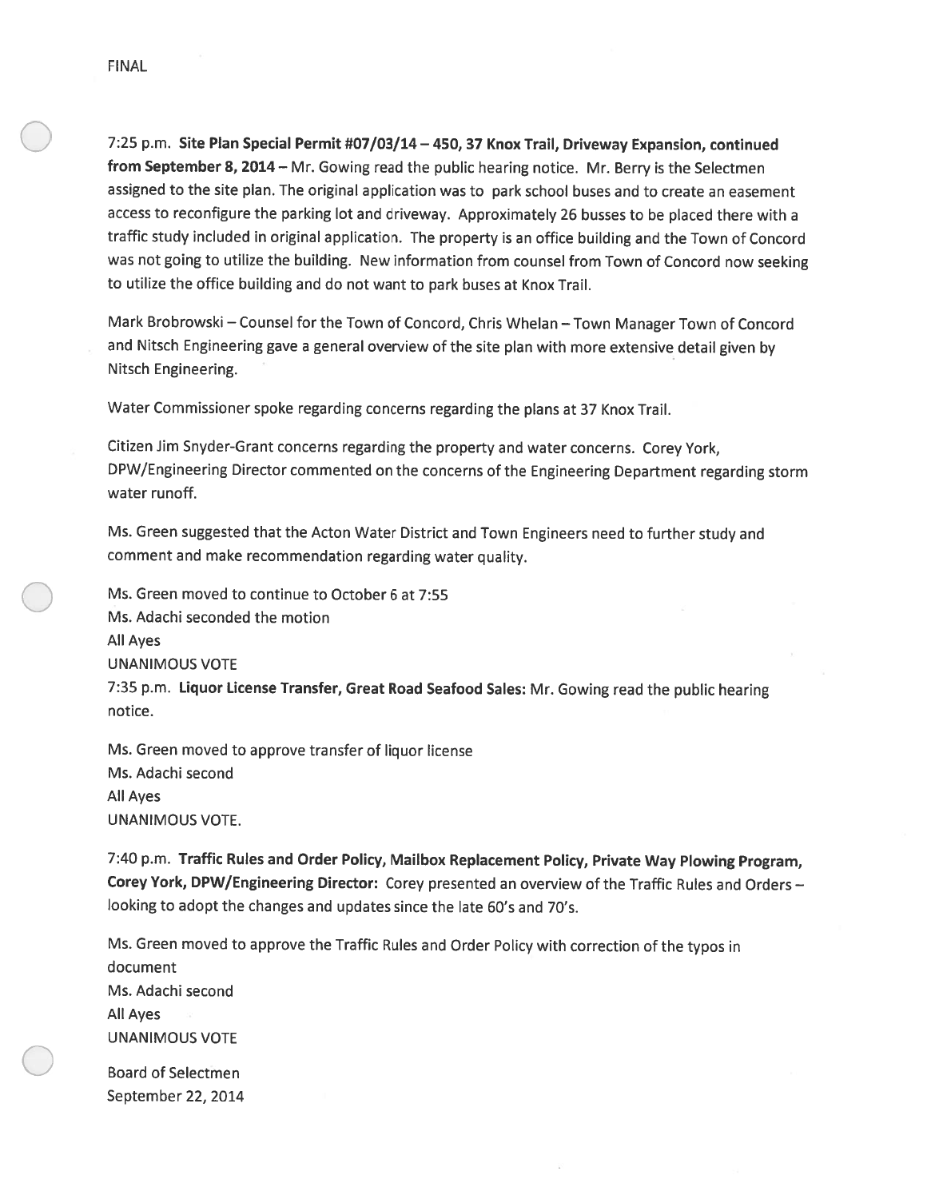FINAL

7:25 p.m. **Site Plan Special Permit #07/03/14 – 450, 37 Knox Trail, Driveway Expansion, continued from September 8, 2014** – Mr. Gowing read the public hearing notice. Mr. Berry is the Selectmen assigned to the site plan. The original application was to park school buses and to create an easement access to reconfigure the parking lot and driveway. Approximately 26 busses to be placed there with a traffic study included in original application. The property is an office building and the Town of Concord was not going to utilize the building. New information from counsel from Town of Concord now seeking to utilize the office building and do not want to park buses at Knox Trail.

Mark Brobrowski – Counsel for the Town of Concord, Chris Whelan – Town Manager Town of Concord and Nitsch Engineering gave a general overview of the site plan with more extensive detail given by Nitsch Engineering.

Water Commissioner spoke regarding concerns regarding the plans at 37 Knox Trail.

Citizen Jim Snyder-Grant concerns regarding the property and water concerns. Corey York, DPW/Engineering Director commented on the concerns of the Engineering Department regarding storm water runoff.

Ms. Green suggested that the Acton Water District and Town Engineers need to further study and comment and make recommendation regarding water quality.

Ms. Green moved to continue to October 6 at 7:55
Ms. Adachi seconded the motion
All Ayes
UNANIMOUS VOTE

7:35 p.m. **Liquor License Transfer, Great Road Seafood Sales:** Mr. Gowing read the public hearing notice.

Ms. Green moved to approve transfer of liquor license
Ms. Adachi second
All Ayes
UNANIMOUS VOTE.

7:40 p.m. **Traffic Rules and Order Policy, Mailbox Replacement Policy, Private Way Plowing Program, Corey York, DPW/Engineering Director:** Corey presented an overview of the Traffic Rules and Orders – looking to adopt the changes and updates since the late 60's and 70's.

Ms. Green moved to approve the Traffic Rules and Order Policy with correction of the typos in document
Ms. Adachi second
All Ayes
UNANIMOUS VOTE

Board of Selectmen
September 22, 2014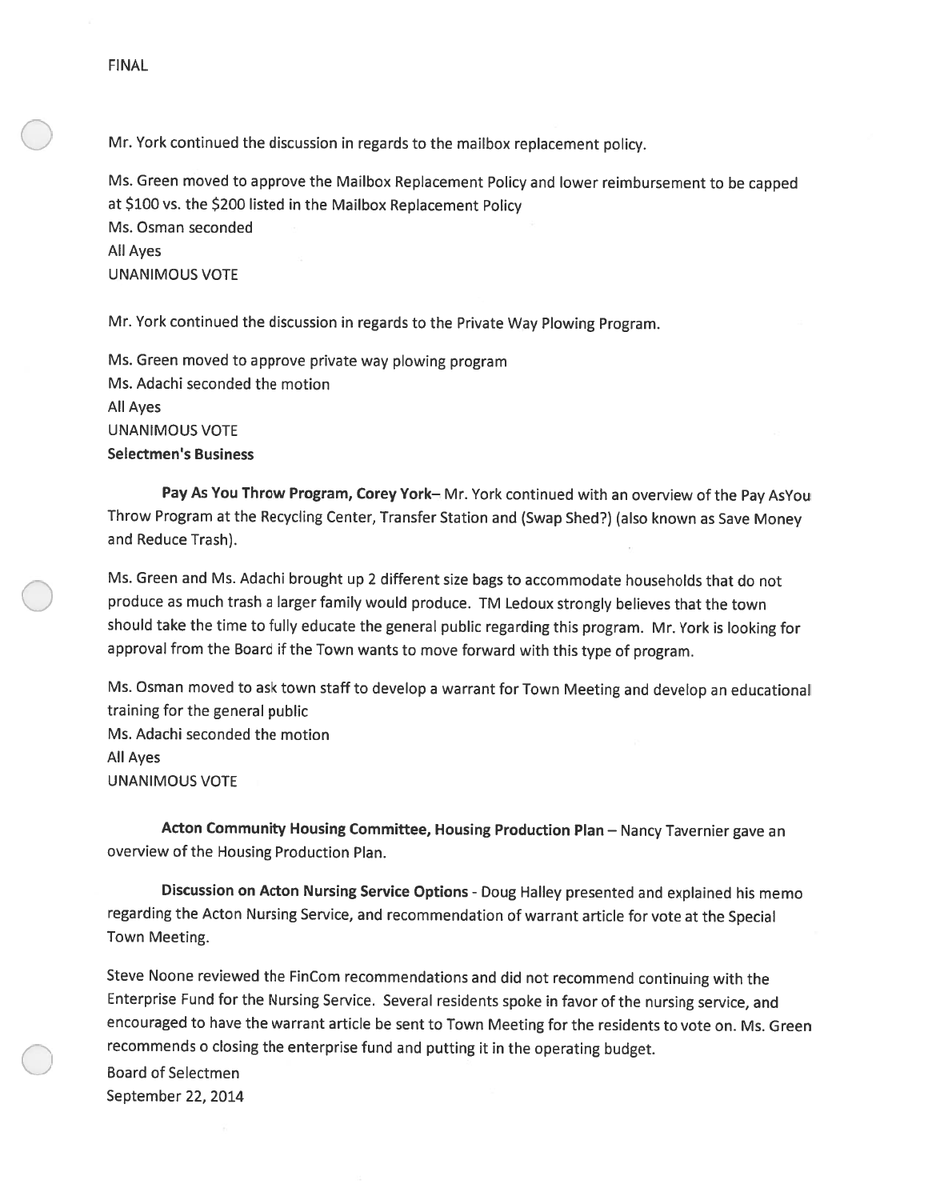FINAL

Mr. York continued the discussion in regards to the mailbox replacement policy.

Ms. Green moved to approve the Mailbox Replacement Policy and lower reimbursement to be capped at $100 vs. the $200 listed in the Mailbox Replacement Policy
Ms. Osman seconded
All Ayes
UNANIMOUS VOTE

Mr. York continued the discussion in regards to the Private Way Plowing Program.

Ms. Green moved to approve private way plowing program
Ms. Adachi seconded the motion
All Ayes
UNANIMOUS VOTE

**Selectmen's Business**

**Pay As You Throw Program, Corey York**– Mr. York continued with an overview of the Pay AsYou Throw Program at the Recycling Center, Transfer Station and (Swap Shed?) (also known as Save Money and Reduce Trash).

Ms. Green and Ms. Adachi brought up 2 different size bags to accommodate households that do not produce as much trash a larger family would produce. TM Ledoux strongly believes that the town should take the time to fully educate the general public regarding this program. Mr. York is looking for approval from the Board if the Town wants to move forward with this type of program.

Ms. Osman moved to ask town staff to develop a warrant for Town Meeting and develop an educational training for the general public
Ms. Adachi seconded the motion
All Ayes
UNANIMOUS VOTE

**Acton Community Housing Committee, Housing Production Plan** – Nancy Tavernier gave an overview of the Housing Production Plan.

**Discussion on Acton Nursing Service Options** - Doug Halley presented and explained his memo regarding the Acton Nursing Service, and recommendation of warrant article for vote at the Special Town Meeting.

Steve Noone reviewed the FinCom recommendations and did not recommend continuing with the Enterprise Fund for the Nursing Service. Several residents spoke in favor of the nursing service, and encouraged to have the warrant article be sent to Town Meeting for the residents to vote on. Ms. Green recommends o closing the enterprise fund and putting it in the operating budget.

Board of Selectmen
September 22, 2014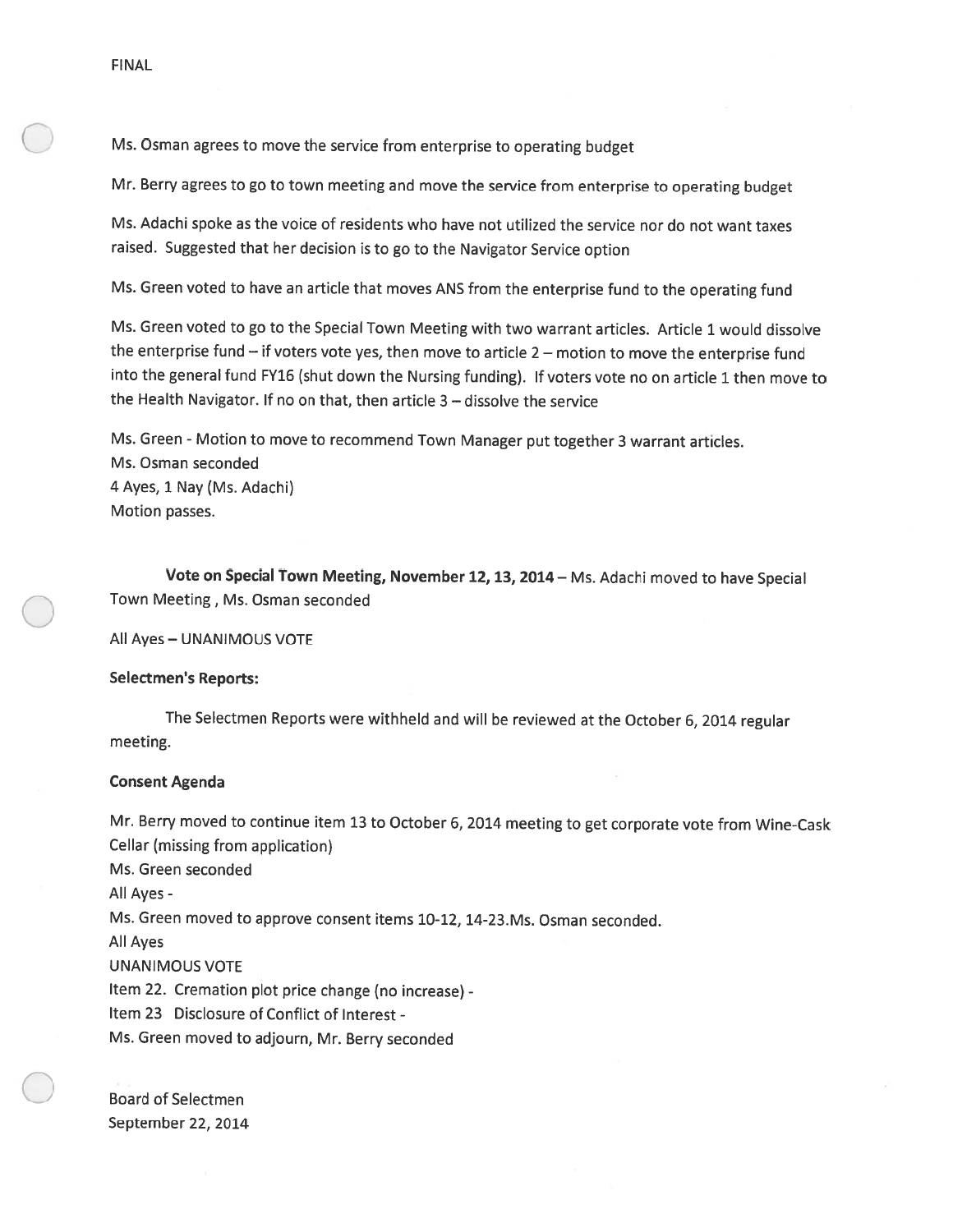FINAL

Ms. Osman agrees to move the service from enterprise to operating budget

Mr. Berry agrees to go to town meeting and move the service from enterprise to operating budget

Ms. Adachi spoke as the voice of residents who have not utilized the service nor do not want taxes raised. Suggested that her decision is to go to the Navigator Service option

Ms. Green voted to have an article that moves ANS from the enterprise fund to the operating fund

Ms. Green voted to go to the Special Town Meeting with two warrant articles. Article 1 would dissolve the enterprise fund – if voters vote yes, then move to article 2 – motion to move the enterprise fund into the general fund FY16 (shut down the Nursing funding). If voters vote no on article 1 then move to the Health Navigator. If no on that, then article 3 – dissolve the service

Ms. Green - Motion to move to recommend Town Manager put together 3 warrant articles.
Ms. Osman seconded
4 Ayes, 1 Nay (Ms. Adachi)
Motion passes.

**Vote on Special Town Meeting, November 12, 13, 2014** – Ms. Adachi moved to have Special Town Meeting , Ms. Osman seconded

All Ayes – UNANIMOUS VOTE

**Selectmen's Reports:**

The Selectmen Reports were withheld and will be reviewed at the October 6, 2014 regular meeting.

**Consent Agenda**

Mr. Berry moved to continue item 13 to October 6, 2014 meeting to get corporate vote from Wine-Cask Cellar (missing from application)
Ms. Green seconded
All Ayes -
Ms. Green moved to approve consent items 10-12, 14-23.Ms. Osman seconded.
All Ayes
UNANIMOUS VOTE
Item 22. Cremation plot price change (no increase) -
Item 23 Disclosure of Conflict of Interest -
Ms. Green moved to adjourn, Mr. Berry seconded

Board of Selectmen
September 22, 2014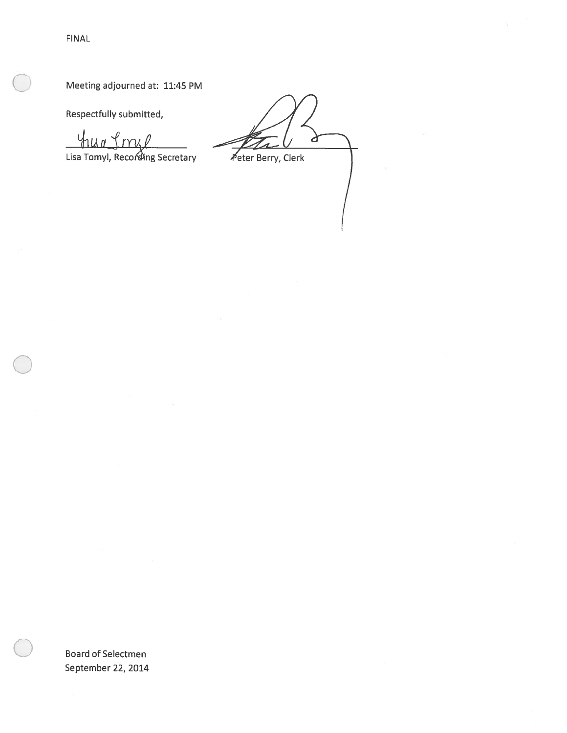FINAL

Meeting adjourned at: 11:45 PM

Respectfully submitted,

Lisa Tomyl, Recording Secretary

Peter Berry, Clerk

Board of Selectmen
September 22, 2014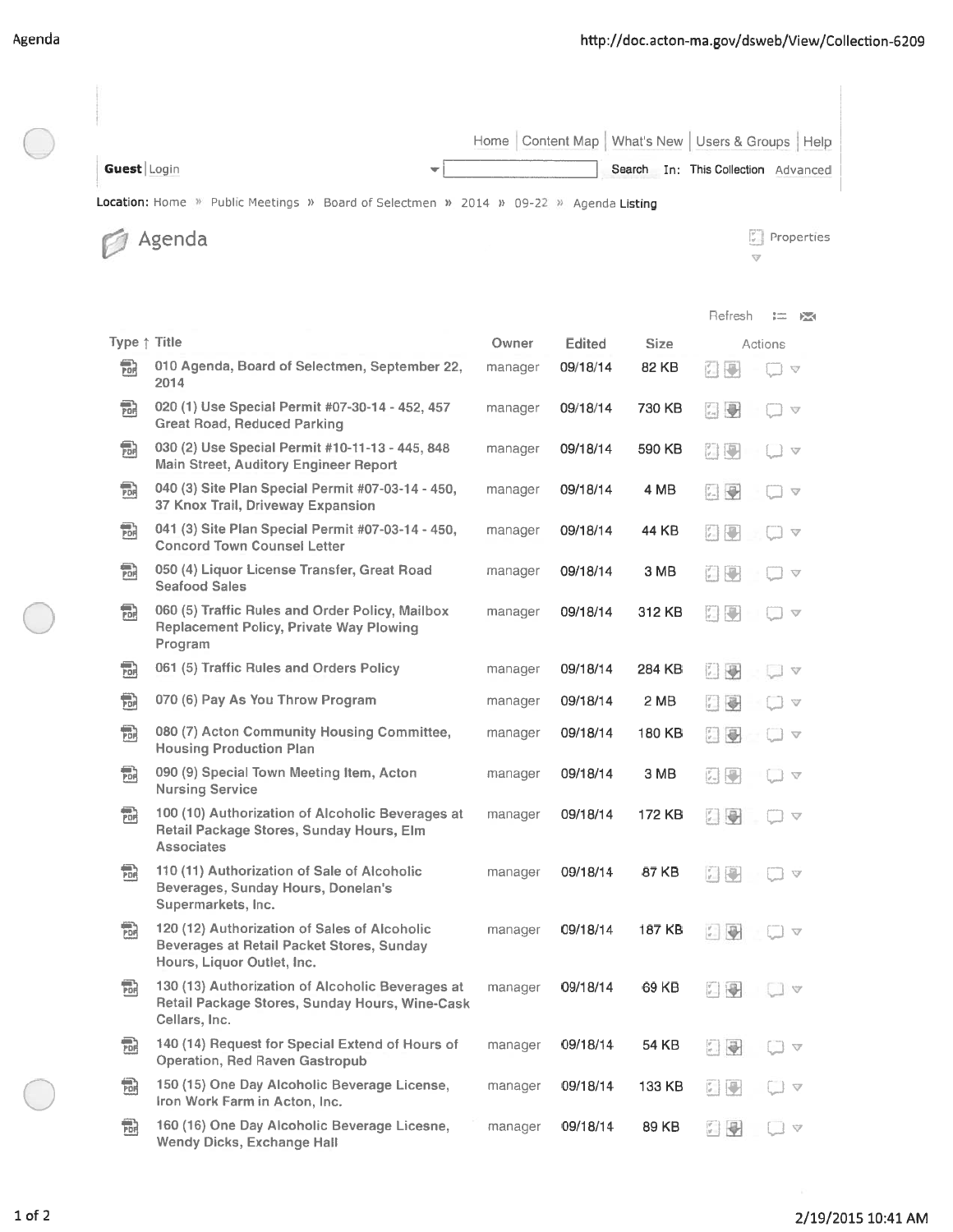Home | Content Map | What's New | Users & Groups | Help

**Guest** | Login

Search In: This Collection Advanced

Location: Home » Public Meetings » Board of Selectmen » 2014 » 09-22 » Agenda Listing

# Agenda

Properties

Refresh

| Type | Title | Owner | Edited | Size | Actions |
|---|---|---|---|---|---|
| PDF | 010 Agenda, Board of Selectmen, September 22, 2014 | manager | 09/18/14 | 82 KB | |
| PDF | 020 (1) Use Special Permit #07-30-14 - 452, 457 Great Road, Reduced Parking | manager | 09/18/14 | 730 KB | |
| PDF | 030 (2) Use Special Permit #10-11-13 - 445, 848 Main Street, Auditory Engineer Report | manager | 09/18/14 | 590 KB | |
| PDF | 040 (3) Site Plan Special Permit #07-03-14 - 450, 37 Knox Trail, Driveway Expansion | manager | 09/18/14 | 4 MB | |
| PDF | 041 (3) Site Plan Special Permit #07-03-14 - 450, Concord Town Counsel Letter | manager | 09/18/14 | 44 KB | |
| PDF | 050 (4) Liquor License Transfer, Great Road Seafood Sales | manager | 09/18/14 | 3 MB | |
| PDF | 060 (5) Traffic Rules and Order Policy, Mailbox Replacement Policy, Private Way Plowing Program | manager | 09/18/14 | 312 KB | |
| PDF | 061 (5) Traffic Rules and Orders Policy | manager | 09/18/14 | 284 KB | |
| PDF | 070 (6) Pay As You Throw Program | manager | 09/18/14 | 2 MB | |
| PDF | 080 (7) Acton Community Housing Committee, Housing Production Plan | manager | 09/18/14 | 180 KB | |
| PDF | 090 (9) Special Town Meeting Item, Acton Nursing Service | manager | 09/18/14 | 3 MB | |
| PDF | 100 (10) Authorization of Alcoholic Beverages at Retail Package Stores, Sunday Hours, Elm Associates | manager | 09/18/14 | 172 KB | |
| PDF | 110 (11) Authorization of Sale of Alcoholic Beverages, Sunday Hours, Donelan's Supermarkets, Inc. | manager | 09/18/14 | 87 KB | |
| PDF | 120 (12) Authorization of Sales of Alcoholic Beverages at Retail Packet Stores, Sunday Hours, Liquor Outlet, Inc. | manager | 09/18/14 | 187 KB | |
| PDF | 130 (13) Authorization of Alcoholic Beverages at Retail Package Stores, Sunday Hours, Wine-Cask Cellars, Inc. | manager | 09/18/14 | 69 KB | |
| PDF | 140 (14) Request for Special Extend of Hours of Operation, Red Raven Gastropub | manager | 09/18/14 | 54 KB | |
| PDF | 150 (15) One Day Alcoholic Beverage License, Iron Work Farm in Acton, Inc. | manager | 09/18/14 | 133 KB | |
| PDF | 160 (16) One Day Alcoholic Beverage Licesne, Wendy Dicks, Exchange Hall | manager | 09/18/14 | 89 KB | |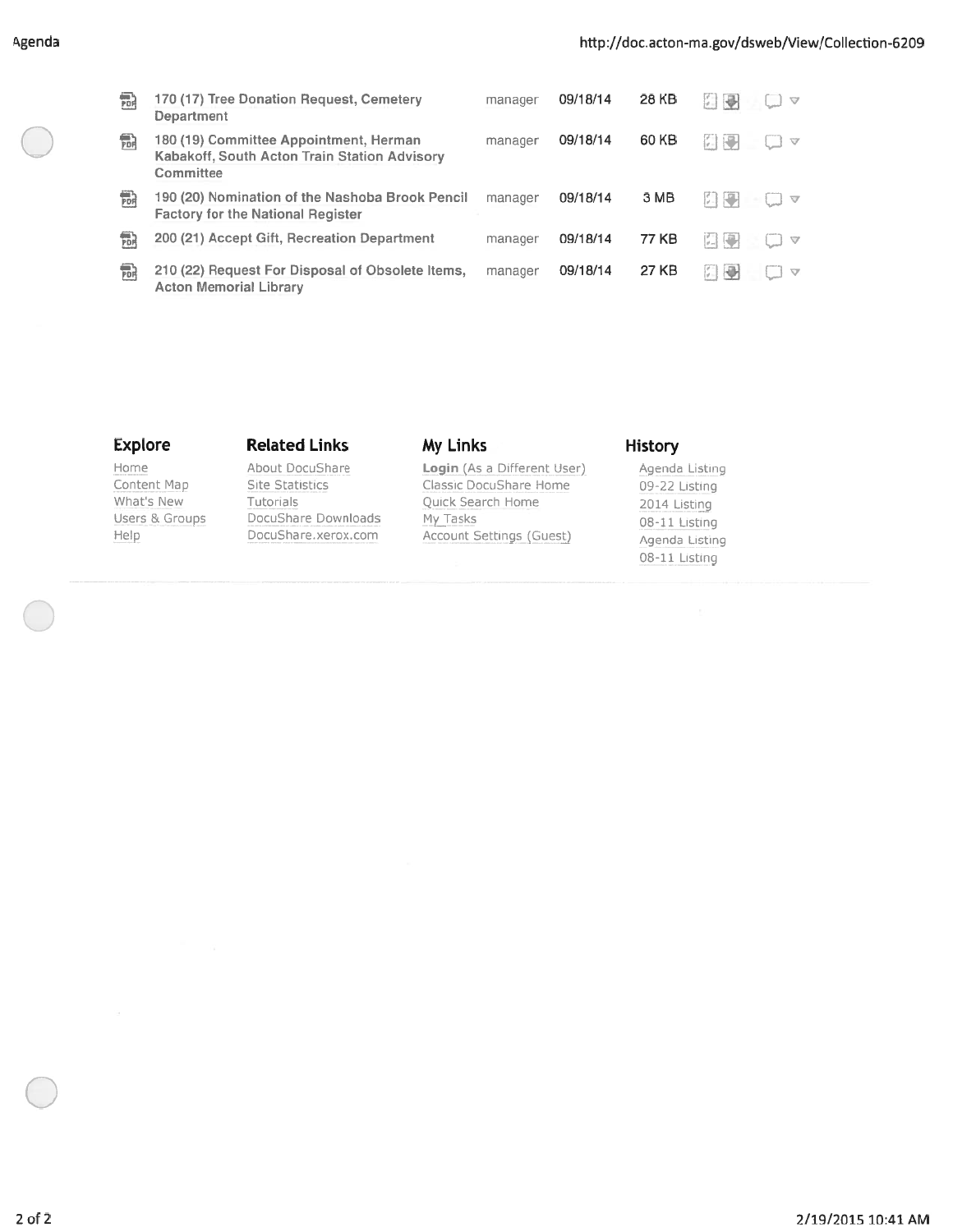| | | | | |
|---|---|---|---|---|
| 170 (17) Tree Donation Request, Cemetery Department | manager | 09/18/14 | 28 KB | |
| 180 (19) Committee Appointment, Herman Kabakoff, South Acton Train Station Advisory Committee | manager | 09/18/14 | 60 KB | |
| 190 (20) Nomination of the Nashoba Brook Pencil Factory for the National Register | manager | 09/18/14 | 3 MB | |
| 200 (21) Accept Gift, Recreation Department | manager | 09/18/14 | 77 KB | |
| 210 (22) Request For Disposal of Obsolete Items, Acton Memorial Library | manager | 09/18/14 | 27 KB | |

**Explore**

- Home
- Content Map
- What's New
- Users & Groups
- Help

**Related Links**

- About DocuShare
- Site Statistics
- Tutorials
- DocuShare Downloads
- DocuShare.xerox.com

**My Links**

- **Login** (As a Different User)
- Classic DocuShare Home
- Quick Search Home
- My Tasks
- Account Settings (Guest)

**History**

- Agenda Listing
- 09-22 Listing
- 2014 Listing
- 08-11 Listing
- Agenda Listing
- 08-11 Listing